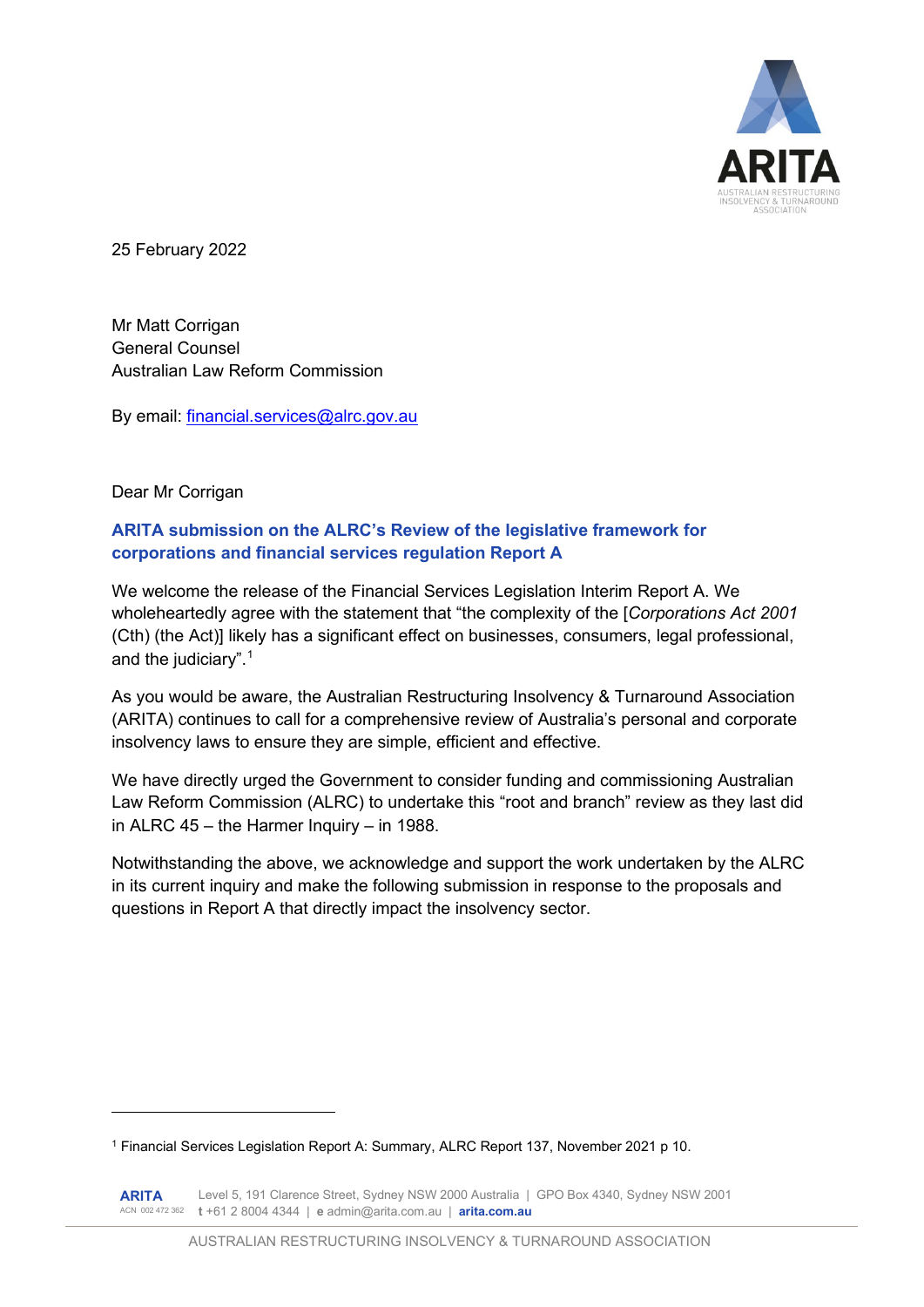25 February 2022

Mr Matt Corrigan
General Counsel
Australian Law Reform Commission

By email: financial.services@alrc.gov.au

Dear Mr Corrigan

## ARITA submission on the ALRC's Review of the legislative framework for corporations and financial services regulation Report A

We welcome the release of the Financial Services Legislation Interim Report A. We wholeheartedly agree with the statement that "the complexity of the [*Corporations Act 2001* (Cth) (the Act)] likely has a significant effect on businesses, consumers, legal professional, and the judiciary".[1]

As you would be aware, the Australian Restructuring Insolvency & Turnaround Association (ARITA) continues to call for a comprehensive review of Australia's personal and corporate insolvency laws to ensure they are simple, efficient and effective.

We have directly urged the Government to consider funding and commissioning Australian Law Reform Commission (ALRC) to undertake this "root and branch" review as they last did in ALRC 45 – the Harmer Inquiry – in 1988.

Notwithstanding the above, we acknowledge and support the work undertaken by the ALRC in its current inquiry and make the following submission in response to the proposals and questions in Report A that directly impact the insolvency sector.

---

[1] Financial Services Legislation Report A: Summary, ALRC Report 137, November 2021 p 10.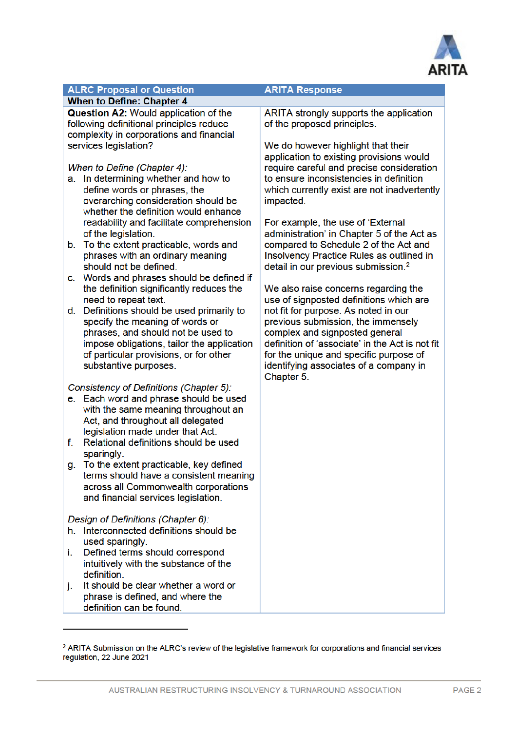| ALRC Proposal or Question | ARITA Response |
| --- | --- |
| **When to Define: Chapter 4** | |
| **Question A2:** Would application of the following definitional principles reduce complexity in corporations and financial services legislation?<br><br>*When to Define (Chapter 4):*<br>a. In determining whether and how to define words or phrases, the overarching consideration should be whether the definition would enhance readability and facilitate comprehension of the legislation.<br>b. To the extent practicable, words and phrases with an ordinary meaning should not be defined.<br>c. Words and phrases should be defined if the definition significantly reduces the need to repeat text.<br>d. Definitions should be used primarily to specify the meaning of words or phrases, and should not be used to impose obligations, tailor the application of particular provisions, or for other substantive purposes.<br><br>*Consistency of Definitions (Chapter 5):*<br>e. Each word and phrase should be used with the same meaning throughout an Act, and throughout all delegated legislation made under that Act.<br>f. Relational definitions should be used sparingly.<br>g. To the extent practicable, key defined terms should have a consistent meaning across all Commonwealth corporations and financial services legislation.<br><br>*Design of Definitions (Chapter 6):*<br>h. Interconnected definitions should be used sparingly.<br>i. Defined terms should correspond intuitively with the substance of the definition.<br>j. It should be clear whether a word or phrase is defined, and where the definition can be found. | ARITA strongly supports the application of the proposed principles.<br><br>We do however highlight that their application to existing provisions would require careful and precise consideration to ensure inconsistencies in definition which currently exist are not inadvertently impacted.<br><br>For example, the use of 'External administration' in Chapter 5 of the Act as compared to Schedule 2 of the Act and Insolvency Practice Rules as outlined in detail in our previous submission.[2]<br><br>We also raise concerns regarding the use of signposted definitions which are not fit for purpose. As noted in our previous submission, the immensely complex and signposted general definition of 'associate' in the Act is not fit for the unique and specific purpose of identifying associates of a company in Chapter 5. |

[2] ARITA Submission on the ALRC's review of the legislative framework for corporations and financial services regulation, 22 June 2021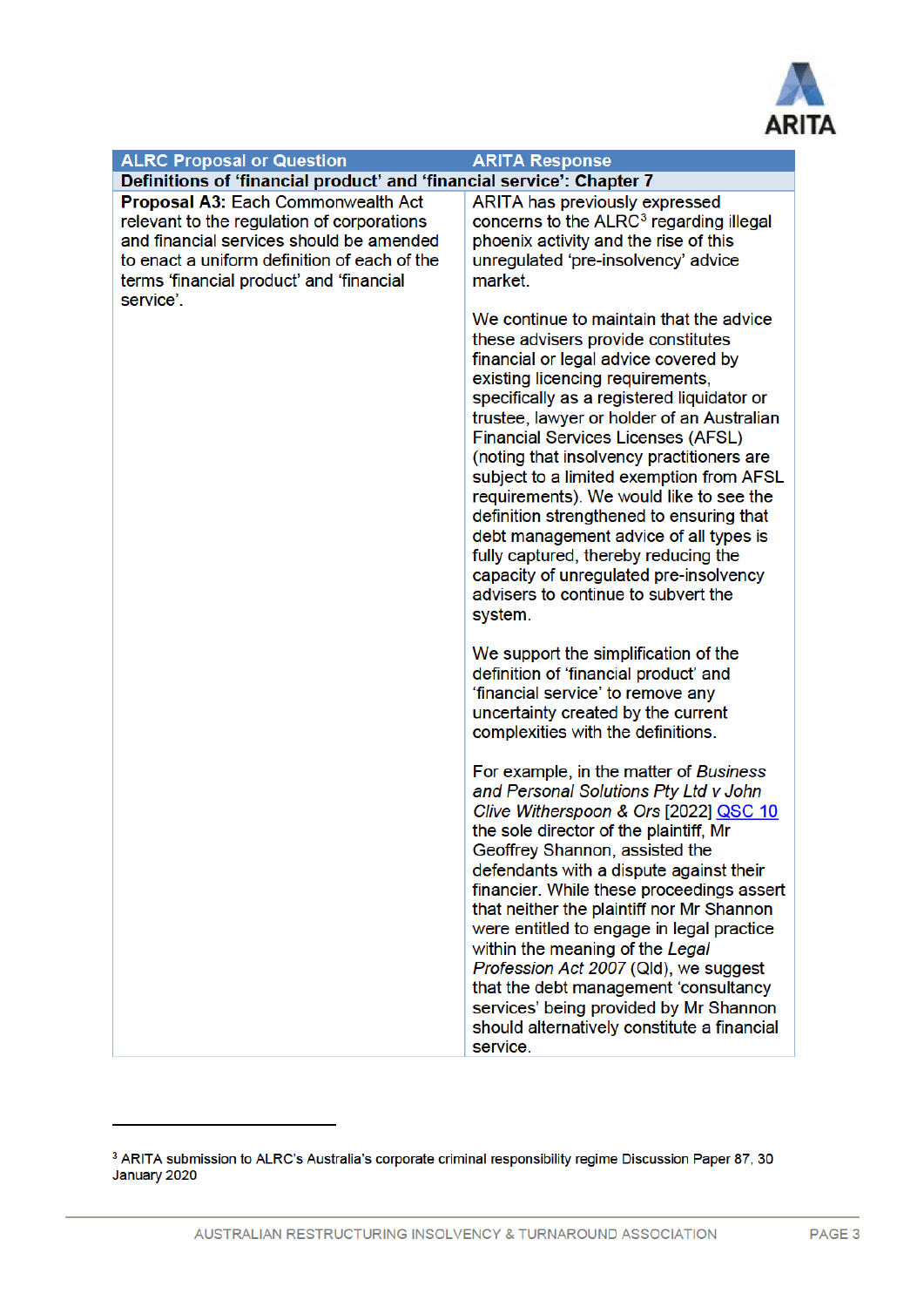| ALRC Proposal or Question | ARITA Response |
|---|---|
| **Definitions of 'financial product' and 'financial service': Chapter 7** | |
| **Proposal A3:** Each Commonwealth Act relevant to the regulation of corporations and financial services should be amended to enact a uniform definition of each of the terms 'financial product' and 'financial service'. | ARITA has previously expressed concerns to the ALRC[3] regarding illegal phoenix activity and the rise of this unregulated 'pre-insolvency' advice market.<br><br>We continue to maintain that the advice these advisers provide constitutes financial or legal advice covered by existing licencing requirements, specifically as a registered liquidator or trustee, lawyer or holder of an Australian Financial Services Licenses (AFSL) (noting that insolvency practitioners are subject to a limited exemption from AFSL requirements). We would like to see the definition strengthened to ensuring that debt management advice of all types is fully captured, thereby reducing the capacity of unregulated pre-insolvency advisers to continue to subvert the system.<br><br>We support the simplification of the definition of 'financial product' and 'financial service' to remove any uncertainty created by the current complexities with the definitions.<br><br>For example, in the matter of *Business and Personal Solutions Pty Ltd v John Clive Witherspoon & Ors* [2022] QSC 10 the sole director of the plaintiff, Mr Geoffrey Shannon, assisted the defendants with a dispute against their financier. While these proceedings assert that neither the plaintiff nor Mr Shannon were entitled to engage in legal practice within the meaning of the *Legal Profession Act 2007* (Qld), we suggest that the debt management 'consultancy services' being provided by Mr Shannon should alternatively constitute a financial service. |

[3] ARITA submission to ALRC's Australia's corporate criminal responsibility regime Discussion Paper 87, 30 January 2020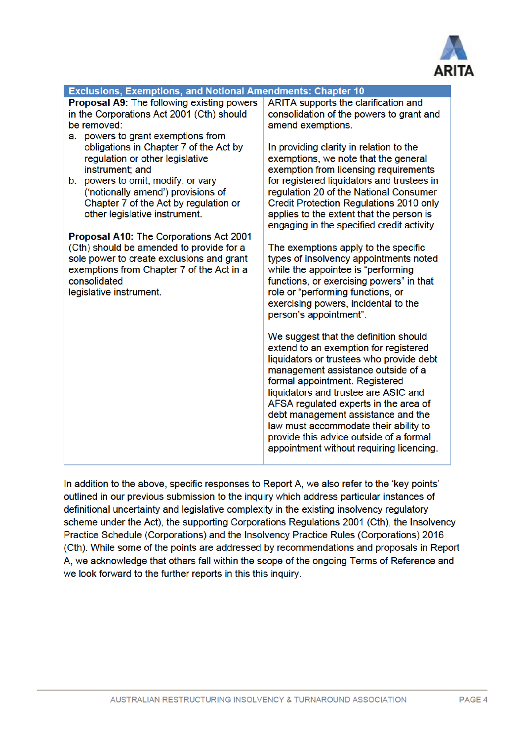| Exclusions, Exemptions, and Notional Amendments: Chapter 10 | |
|---|---|
| **Proposal A9:** The following existing powers in the Corporations Act 2001 (Cth) should be removed:<br>a. powers to grant exemptions from obligations in Chapter 7 of the Act by regulation or other legislative instrument; and<br>b. powers to omit, modify, or vary ('notionally amend') provisions of Chapter 7 of the Act by regulation or other legislative instrument.<br><br>**Proposal A10:** The Corporations Act 2001 (Cth) should be amended to provide for a sole power to create exclusions and grant exemptions from Chapter 7 of the Act in a consolidated legislative instrument. | ARITA supports the clarification and consolidation of the powers to grant and amend exemptions.<br><br>In providing clarity in relation to the exemptions, we note that the general exemption from licensing requirements for registered liquidators and trustees in regulation 20 of the National Consumer Credit Protection Regulations 2010 only applies to the extent that the person is engaging in the specified credit activity.<br><br>The exemptions apply to the specific types of insolvency appointments noted while the appointee is "performing functions, or exercising powers" in that role or "performing functions, or exercising powers, incidental to the person's appointment".<br><br>We suggest that the definition should extend to an exemption for registered liquidators or trustees who provide debt management assistance outside of a formal appointment. Registered liquidators and trustee are ASIC and AFSA regulated experts in the area of debt management assistance and the law must accommodate their ability to provide this advice outside of a formal appointment without requiring licencing. |

In addition to the above, specific responses to Report A, we also refer to the 'key points' outlined in our previous submission to the inquiry which address particular instances of definitional uncertainty and legislative complexity in the existing insolvency regulatory scheme under the Act), the supporting Corporations Regulations 2001 (Cth), the Insolvency Practice Schedule (Corporations) and the Insolvency Practice Rules (Corporations) 2016 (Cth). While some of the points are addressed by recommendations and proposals in Report A, we acknowledge that others fall within the scope of the ongoing Terms of Reference and we look forward to the further reports in this this inquiry.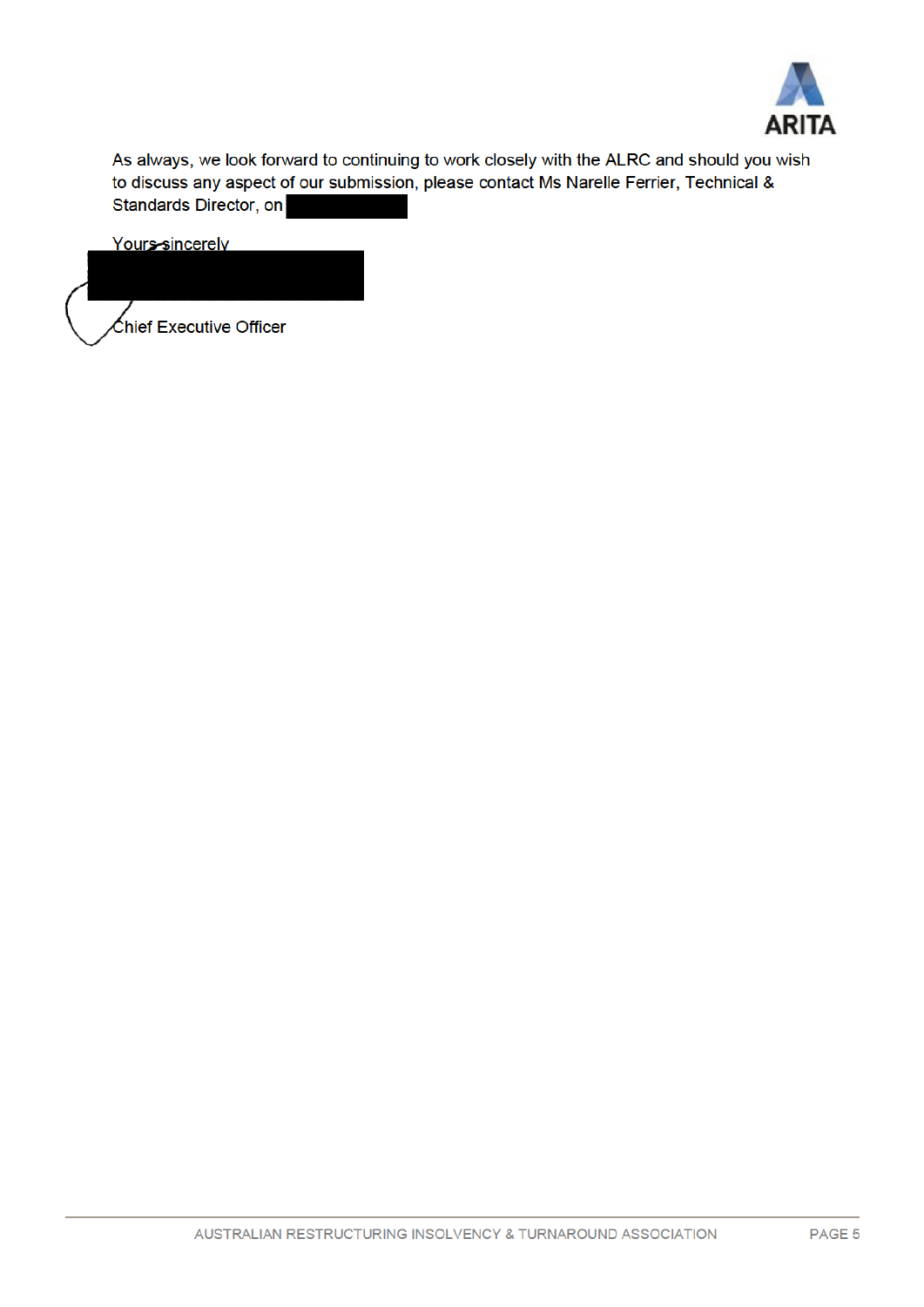As always, we look forward to continuing to work closely with the ALRC and should you wish to discuss any aspect of our submission, please contact Ms Narelle Ferrier, Technical & Standards Director, on

Yours sincerely

Chief Executive Officer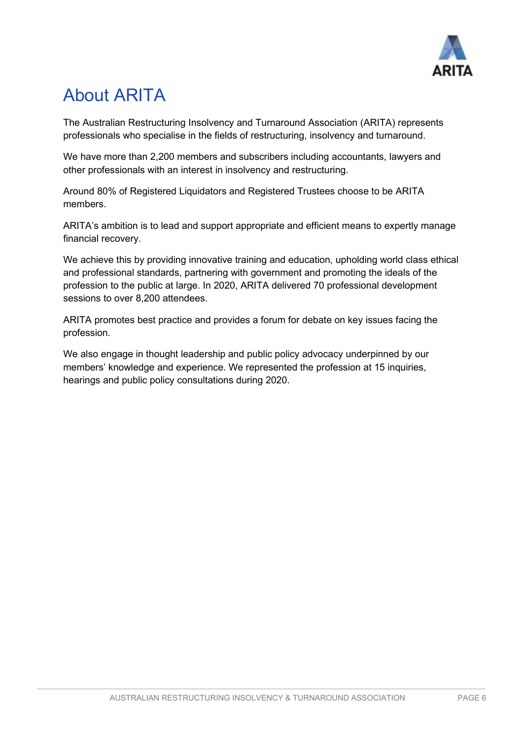# About ARITA

The Australian Restructuring Insolvency and Turnaround Association (ARITA) represents professionals who specialise in the fields of restructuring, insolvency and turnaround.

We have more than 2,200 members and subscribers including accountants, lawyers and other professionals with an interest in insolvency and restructuring.

Around 80% of Registered Liquidators and Registered Trustees choose to be ARITA members.

ARITA's ambition is to lead and support appropriate and efficient means to expertly manage financial recovery.

We achieve this by providing innovative training and education, upholding world class ethical and professional standards, partnering with government and promoting the ideals of the profession to the public at large. In 2020, ARITA delivered 70 professional development sessions to over 8,200 attendees.

ARITA promotes best practice and provides a forum for debate on key issues facing the profession.

We also engage in thought leadership and public policy advocacy underpinned by our members' knowledge and experience. We represented the profession at 15 inquiries, hearings and public policy consultations during 2020.